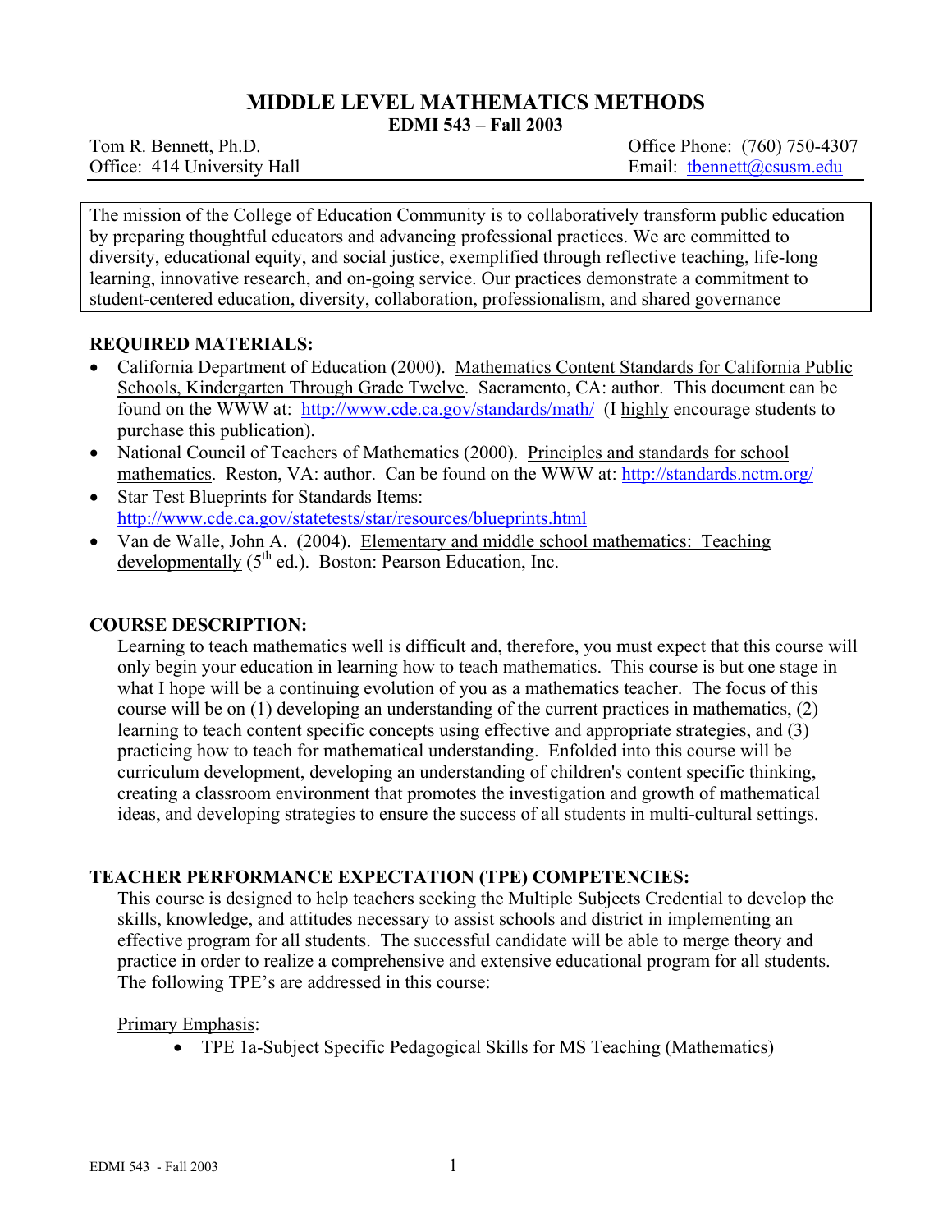# MIDDLE LEVEL MATHEMATICS METHODS

**EDMI 543 – Fall 2003**

Tom R. Bennett, Ph.D.
Office: 414 University Hall

Office Phone: (760) 750-4307
Email: tbennett@csusm.edu

The mission of the College of Education Community is to collaboratively transform public education by preparing thoughtful educators and advancing professional practices. We are committed to diversity, educational equity, and social justice, exemplified through reflective teaching, life-long learning, innovative research, and on-going service. Our practices demonstrate a commitment to student-centered education, diversity, collaboration, professionalism, and shared governance

## REQUIRED MATERIALS:

- California Department of Education (2000). Mathematics Content Standards for California Public Schools, Kindergarten Through Grade Twelve. Sacramento, CA: author. This document can be found on the WWW at: http://www.cde.ca.gov/standards/math/ (I highly encourage students to purchase this publication).
- National Council of Teachers of Mathematics (2000). Principles and standards for school mathematics. Reston, VA: author. Can be found on the WWW at: http://standards.nctm.org/
- Star Test Blueprints for Standards Items: http://www.cde.ca.gov/statetests/star/resources/blueprints.html
- Van de Walle, John A. (2004). Elementary and middle school mathematics: Teaching developmentally (5th ed.). Boston: Pearson Education, Inc.

## COURSE DESCRIPTION:

Learning to teach mathematics well is difficult and, therefore, you must expect that this course will only begin your education in learning how to teach mathematics. This course is but one stage in what I hope will be a continuing evolution of you as a mathematics teacher. The focus of this course will be on (1) developing an understanding of the current practices in mathematics, (2) learning to teach content specific concepts using effective and appropriate strategies, and (3) practicing how to teach for mathematical understanding. Enfolded into this course will be curriculum development, developing an understanding of children's content specific thinking, creating a classroom environment that promotes the investigation and growth of mathematical ideas, and developing strategies to ensure the success of all students in multi-cultural settings.

## TEACHER PERFORMANCE EXPECTATION (TPE) COMPETENCIES:

This course is designed to help teachers seeking the Multiple Subjects Credential to develop the skills, knowledge, and attitudes necessary to assist schools and district in implementing an effective program for all students. The successful candidate will be able to merge theory and practice in order to realize a comprehensive and extensive educational program for all students. The following TPE's are addressed in this course:

Primary Emphasis:

- TPE 1a-Subject Specific Pedagogical Skills for MS Teaching (Mathematics)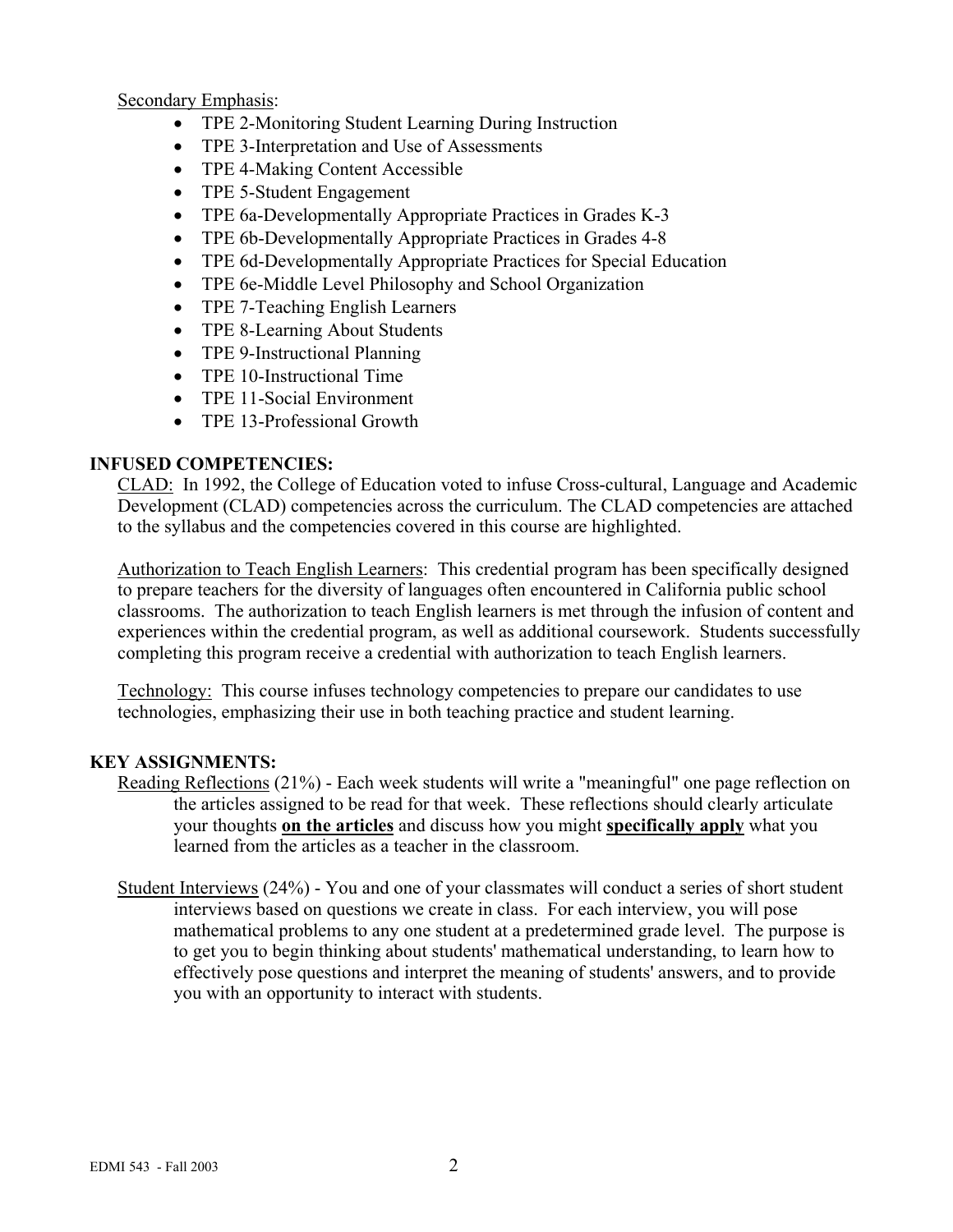Secondary Emphasis:

- TPE 2-Monitoring Student Learning During Instruction
- TPE 3-Interpretation and Use of Assessments
- TPE 4-Making Content Accessible
- TPE 5-Student Engagement
- TPE 6a-Developmentally Appropriate Practices in Grades K-3
- TPE 6b-Developmentally Appropriate Practices in Grades 4-8
- TPE 6d-Developmentally Appropriate Practices for Special Education
- TPE 6e-Middle Level Philosophy and School Organization
- TPE 7-Teaching English Learners
- TPE 8-Learning About Students
- TPE 9-Instructional Planning
- TPE 10-Instructional Time
- TPE 11-Social Environment
- TPE 13-Professional Growth

## INFUSED COMPETENCIES:

CLAD: In 1992, the College of Education voted to infuse Cross-cultural, Language and Academic Development (CLAD) competencies across the curriculum. The CLAD competencies are attached to the syllabus and the competencies covered in this course are highlighted.

Authorization to Teach English Learners: This credential program has been specifically designed to prepare teachers for the diversity of languages often encountered in California public school classrooms. The authorization to teach English learners is met through the infusion of content and experiences within the credential program, as well as additional coursework. Students successfully completing this program receive a credential with authorization to teach English learners.

Technology: This course infuses technology competencies to prepare our candidates to use technologies, emphasizing their use in both teaching practice and student learning.

## KEY ASSIGNMENTS:

Reading Reflections (21%) - Each week students will write a "meaningful" one page reflection on the articles assigned to be read for that week. These reflections should clearly articulate your thoughts **on the articles** and discuss how you might **specifically apply** what you learned from the articles as a teacher in the classroom.

Student Interviews (24%) - You and one of your classmates will conduct a series of short student interviews based on questions we create in class. For each interview, you will pose mathematical problems to any one student at a predetermined grade level. The purpose is to get you to begin thinking about students' mathematical understanding, to learn how to effectively pose questions and interpret the meaning of students' answers, and to provide you with an opportunity to interact with students.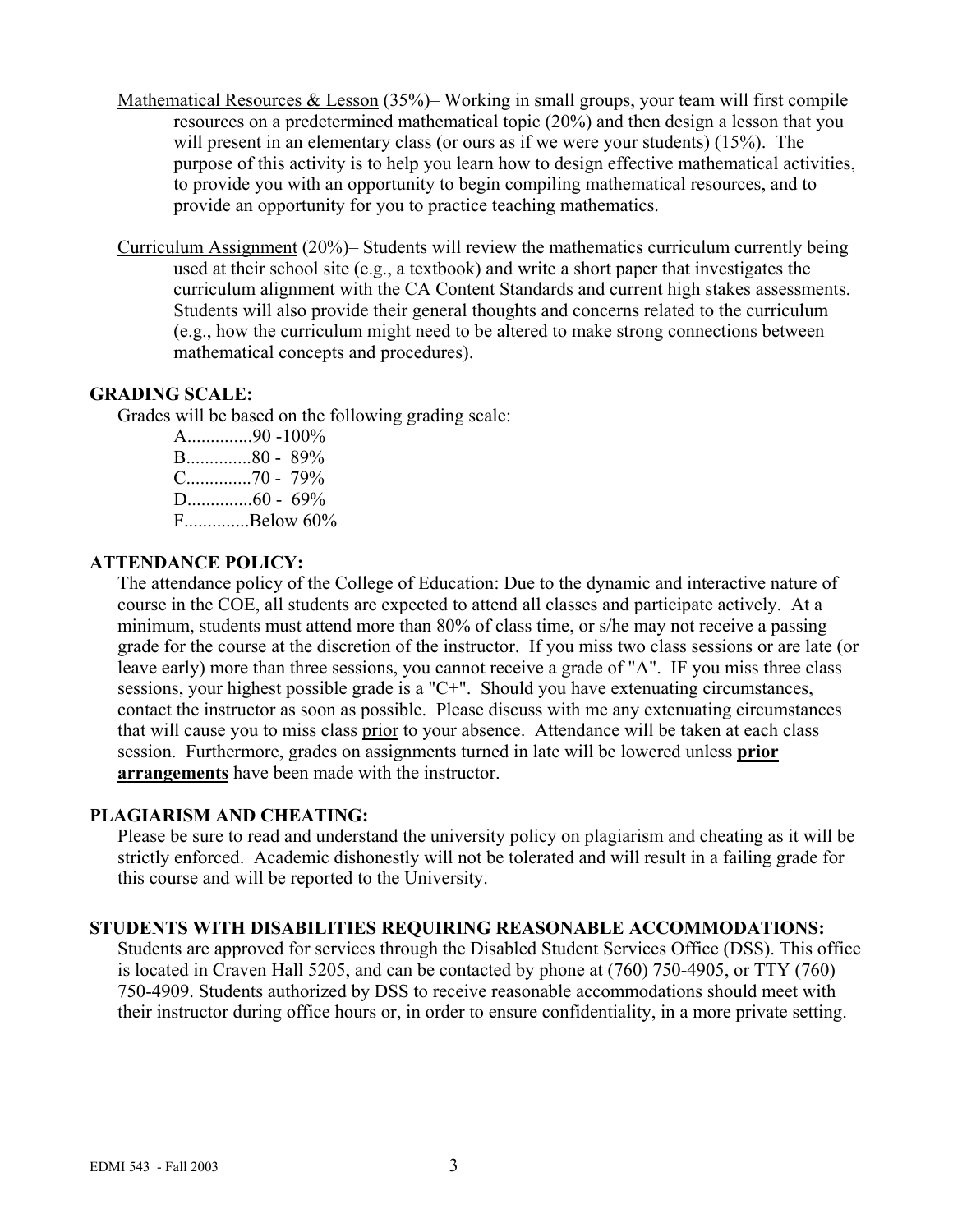<u>Mathematical Resources & Lesson</u> (35%)– Working in small groups, your team will first compile resources on a predetermined mathematical topic (20%) and then design a lesson that you will present in an elementary class (or ours as if we were your students) (15%). The purpose of this activity is to help you learn how to design effective mathematical activities, to provide you with an opportunity to begin compiling mathematical resources, and to provide an opportunity for you to practice teaching mathematics.

<u>Curriculum Assignment</u> (20%)– Students will review the mathematics curriculum currently being used at their school site (e.g., a textbook) and write a short paper that investigates the curriculum alignment with the CA Content Standards and current high stakes assessments. Students will also provide their general thoughts and concerns related to the curriculum (e.g., how the curriculum might need to be altered to make strong connections between mathematical concepts and procedures).

## GRADING SCALE:

Grades will be based on the following grading scale:

A..............90 -100%
B..............80 - 89%
C..............70 - 79%
D..............60 - 69%
F..............Below 60%

## ATTENDANCE POLICY:

The attendance policy of the College of Education: Due to the dynamic and interactive nature of course in the COE, all students are expected to attend all classes and participate actively. At a minimum, students must attend more than 80% of class time, or s/he may not receive a passing grade for the course at the discretion of the instructor. If you miss two class sessions or are late (or leave early) more than three sessions, you cannot receive a grade of "A". IF you miss three class sessions, your highest possible grade is a "C+". Should you have extenuating circumstances, contact the instructor as soon as possible. Please discuss with me any extenuating circumstances that will cause you to miss class <u>prior</u> to your absence. Attendance will be taken at each class session. Furthermore, grades on assignments turned in late will be lowered unless **<u>prior arrangements</u>** have been made with the instructor.

## PLAGIARISM AND CHEATING:

Please be sure to read and understand the university policy on plagiarism and cheating as it will be strictly enforced. Academic dishonestly will not be tolerated and will result in a failing grade for this course and will be reported to the University.

## STUDENTS WITH DISABILITIES REQUIRING REASONABLE ACCOMMODATIONS:

Students are approved for services through the Disabled Student Services Office (DSS). This office is located in Craven Hall 5205, and can be contacted by phone at (760) 750-4905, or TTY (760) 750-4909. Students authorized by DSS to receive reasonable accommodations should meet with their instructor during office hours or, in order to ensure confidentiality, in a more private setting.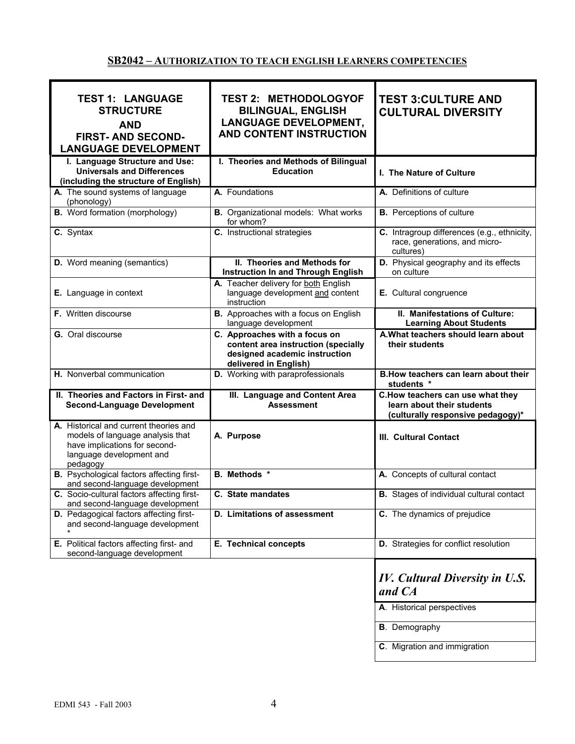## SB2042 – AUTHORIZATION TO TEACH ENGLISH LEARNERS COMPETENCIES

| TEST 1: LANGUAGE STRUCTURE AND FIRST- AND SECOND-LANGUAGE DEVELOPMENT | TEST 2: METHODOLOGYOF BILINGUAL, ENGLISH LANGUAGE DEVELOPMENT, AND CONTENT INSTRUCTION | TEST 3:CULTURE AND CULTURAL DIVERSITY |
|---|---|---|
| **I. Language Structure and Use: Universals and Differences (including the structure of English)** | **I. Theories and Methods of Bilingual Education** | **I. The Nature of Culture** |
| **A.** The sound systems of language (phonology) | **A.** Foundations | **A.** Definitions of culture |
| **B.** Word formation (morphology) | **B.** Organizational models: What works for whom? | **B.** Perceptions of culture |
| **C.** Syntax | **C.** Instructional strategies | **C.** Intragroup differences (e.g., ethnicity, race, generations, and micro-cultures) |
| **D.** Word meaning (semantics) | **II. Theories and Methods for Instruction In and Through English** | **D.** Physical geography and its effects on culture |
| **E.** Language in context | **A.** Teacher delivery for both English language development and content instruction | **E.** Cultural congruence |
| **F.** Written discourse | **B.** Approaches with a focus on English language development | **II. Manifestations of Culture: Learning About Students** |
| **G.** Oral discourse | **C. Approaches with a focus on content area instruction (specially designed academic instruction delivered in English)** | **A.What teachers should learn about their students** |
| **H.** Nonverbal communication | **D.** Working with paraprofessionals | **B.How teachers can learn about their students \*** |
| **II. Theories and Factors in First- and Second-Language Development** | **III. Language and Content Area Assessment** | **C.How teachers can use what they learn about their students (culturally responsive pedagogy)\*** |
| **A.** Historical and current theories and models of language analysis that have implications for second-language development and pedagogy | **A. Purpose** | **III. Cultural Contact** |
| **B.** Psychological factors affecting first- and second-language development | **B. Methods \*** | **A.** Concepts of cultural contact |
| **C.** Socio-cultural factors affecting first- and second-language development | **C. State mandates** | **B.** Stages of individual cultural contact |
| **D.** Pedagogical factors affecting first- and second-language development \* | **D. Limitations of assessment** | **C.** The dynamics of prejudice |
| **E.** Political factors affecting first- and second-language development | **E. Technical concepts** | **D.** Strategies for conflict resolution |
| | | ***IV. Cultural Diversity in U.S. and CA*** |
| | | **A**. Historical perspectives |
| | | **B**. Demography |
| | | **C**. Migration and immigration |

EDMI 543 - Fall 2003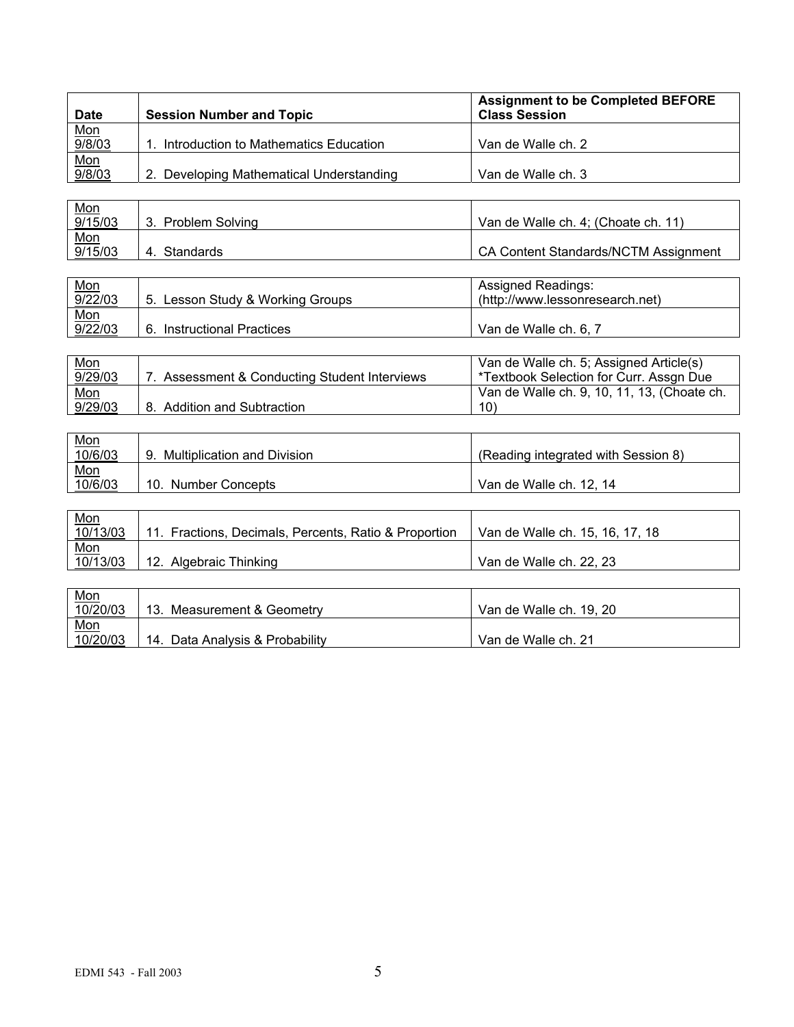| Date | Session Number and Topic | Assignment to be Completed BEFORE Class Session |
|---|---|---|
| Mon 9/8/03 | 1. Introduction to Mathematics Education | Van de Walle ch. 2 |
| Mon 9/8/03 | 2. Developing Mathematical Understanding | Van de Walle ch. 3 |
| Mon 9/15/03 | 3. Problem Solving | Van de Walle ch. 4; (Choate ch. 11) |
| Mon 9/15/03 | 4. Standards | CA Content Standards/NCTM Assignment |
| Mon 9/22/03 | 5. Lesson Study & Working Groups | Assigned Readings: (http://www.lessonresearch.net) |
| Mon 9/22/03 | 6. Instructional Practices | Van de Walle ch. 6, 7 |
| Mon 9/29/03 | 7. Assessment & Conducting Student Interviews | Van de Walle ch. 5; Assigned Article(s) *Textbook Selection for Curr. Assgn Due |
| Mon 9/29/03 | 8. Addition and Subtraction | Van de Walle ch. 9, 10, 11, 13, (Choate ch. 10) |
| Mon 10/6/03 | 9. Multiplication and Division | (Reading integrated with Session 8) |
| Mon 10/6/03 | 10. Number Concepts | Van de Walle ch. 12, 14 |
| Mon 10/13/03 | 11. Fractions, Decimals, Percents, Ratio & Proportion | Van de Walle ch. 15, 16, 17, 18 |
| Mon 10/13/03 | 12. Algebraic Thinking | Van de Walle ch. 22, 23 |
| Mon 10/20/03 | 13. Measurement & Geometry | Van de Walle ch. 19, 20 |
| Mon 10/20/03 | 14. Data Analysis & Probability | Van de Walle ch. 21 |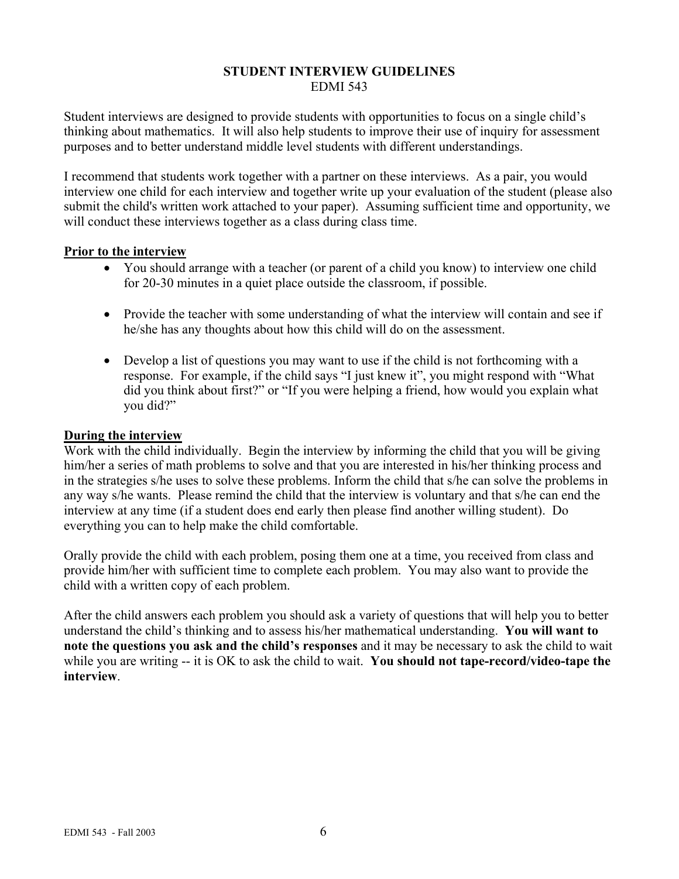## STUDENT INTERVIEW GUIDELINES

EDMI 543

Student interviews are designed to provide students with opportunities to focus on a single child's thinking about mathematics. It will also help students to improve their use of inquiry for assessment purposes and to better understand middle level students with different understandings.

I recommend that students work together with a partner on these interviews. As a pair, you would interview one child for each interview and together write up your evaluation of the student (please also submit the child's written work attached to your paper). Assuming sufficient time and opportunity, we will conduct these interviews together as a class during class time.

### Prior to the interview

- You should arrange with a teacher (or parent of a child you know) to interview one child for 20-30 minutes in a quiet place outside the classroom, if possible.
- Provide the teacher with some understanding of what the interview will contain and see if he/she has any thoughts about how this child will do on the assessment.
- Develop a list of questions you may want to use if the child is not forthcoming with a response. For example, if the child says "I just knew it", you might respond with "What did you think about first?" or "If you were helping a friend, how would you explain what you did?"

### During the interview

Work with the child individually. Begin the interview by informing the child that you will be giving him/her a series of math problems to solve and that you are interested in his/her thinking process and in the strategies s/he uses to solve these problems. Inform the child that s/he can solve the problems in any way s/he wants. Please remind the child that the interview is voluntary and that s/he can end the interview at any time (if a student does end early then please find another willing student). Do everything you can to help make the child comfortable.

Orally provide the child with each problem, posing them one at a time, you received from class and provide him/her with sufficient time to complete each problem. You may also want to provide the child with a written copy of each problem.

After the child answers each problem you should ask a variety of questions that will help you to better understand the child's thinking and to assess his/her mathematical understanding. **You will want to note the questions you ask and the child's responses** and it may be necessary to ask the child to wait while you are writing -- it is OK to ask the child to wait. **You should not tape-record/video-tape the interview**.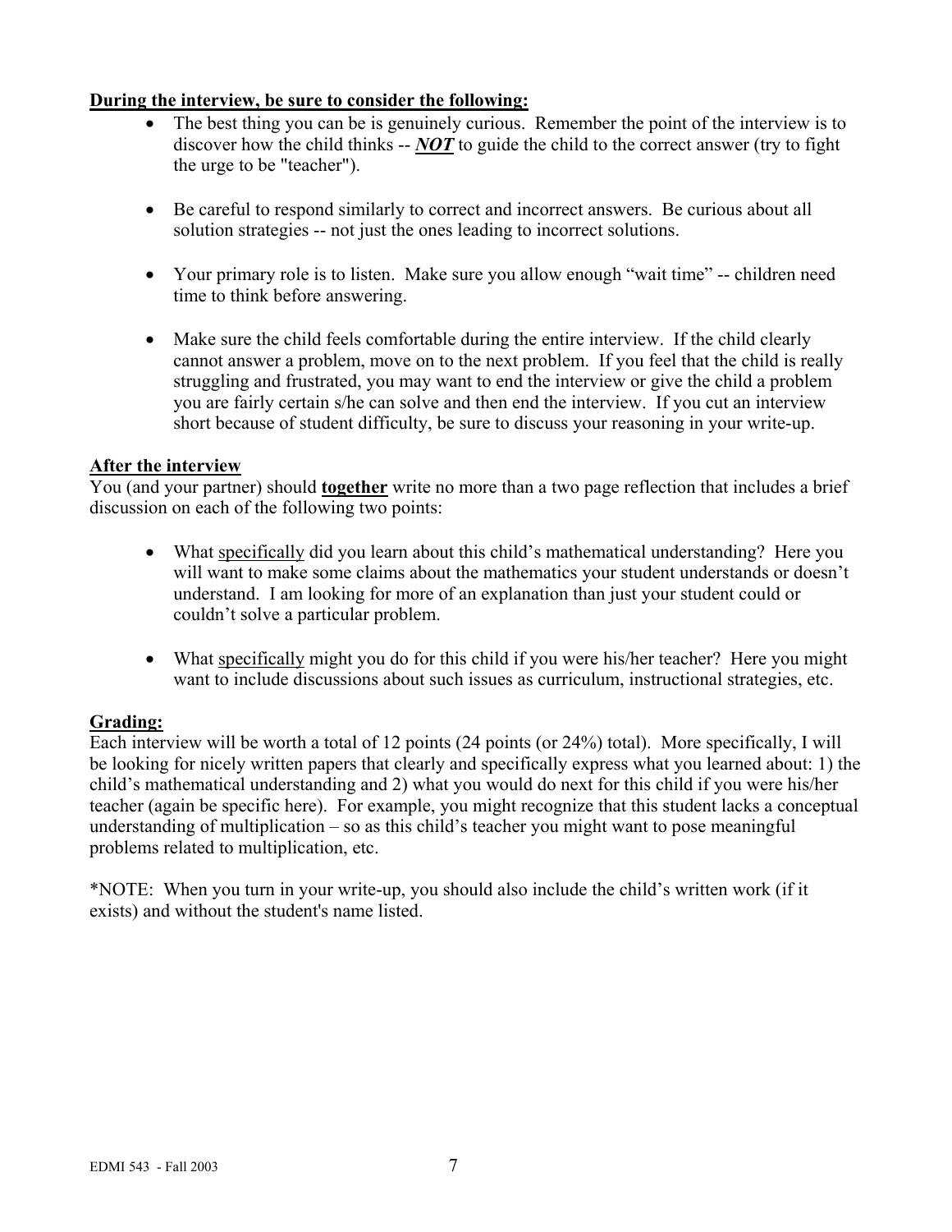**During the interview, be sure to consider the following:**

- The best thing you can be is genuinely curious. Remember the point of the interview is to discover how the child thinks -- ***NOT*** to guide the child to the correct answer (try to fight the urge to be "teacher").

- Be careful to respond similarly to correct and incorrect answers. Be curious about all solution strategies -- not just the ones leading to incorrect solutions.

- Your primary role is to listen. Make sure you allow enough "wait time" -- children need time to think before answering.

- Make sure the child feels comfortable during the entire interview. If the child clearly cannot answer a problem, move on to the next problem. If you feel that the child is really struggling and frustrated, you may want to end the interview or give the child a problem you are fairly certain s/he can solve and then end the interview. If you cut an interview short because of student difficulty, be sure to discuss your reasoning in your write-up.

**After the interview**

You (and your partner) should **together** write no more than a two page reflection that includes a brief discussion on each of the following two points:

- What specifically did you learn about this child's mathematical understanding? Here you will want to make some claims about the mathematics your student understands or doesn't understand. I am looking for more of an explanation than just your student could or couldn't solve a particular problem.

- What specifically might you do for this child if you were his/her teacher? Here you might want to include discussions about such issues as curriculum, instructional strategies, etc.

**Grading:**

Each interview will be worth a total of 12 points (24 points (or 24%) total). More specifically, I will be looking for nicely written papers that clearly and specifically express what you learned about: 1) the child's mathematical understanding and 2) what you would do next for this child if you were his/her teacher (again be specific here). For example, you might recognize that this student lacks a conceptual understanding of multiplication – so as this child's teacher you might want to pose meaningful problems related to multiplication, etc.

*NOTE: When you turn in your write-up, you should also include the child's written work (if it exists) and without the student's name listed.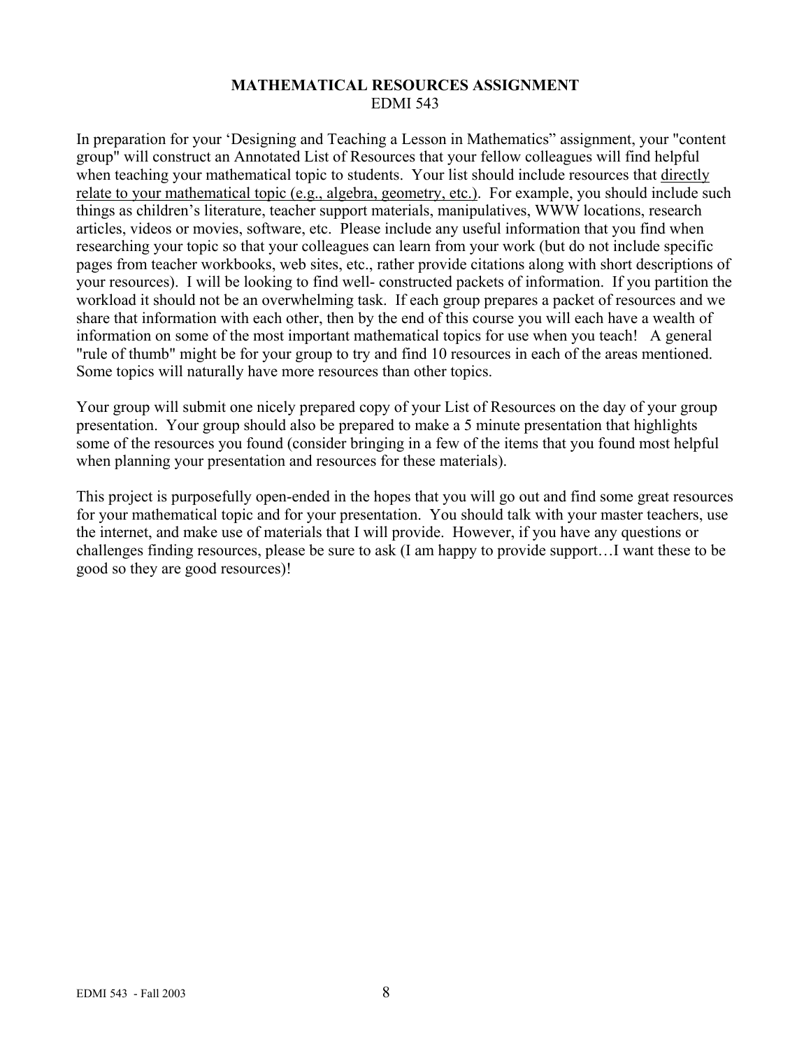**MATHEMATICAL RESOURCES ASSIGNMENT**
EDMI 543

In preparation for your 'Designing and Teaching a Lesson in Mathematics" assignment, your "content group" will construct an Annotated List of Resources that your fellow colleagues will find helpful when teaching your mathematical topic to students. Your list should include resources that <u>directly relate to your mathematical topic (e.g., algebra, geometry, etc.)</u>. For example, you should include such things as children's literature, teacher support materials, manipulatives, WWW locations, research articles, videos or movies, software, etc. Please include any useful information that you find when researching your topic so that your colleagues can learn from your work (but do not include specific pages from teacher workbooks, web sites, etc., rather provide citations along with short descriptions of your resources). I will be looking to find well- constructed packets of information. If you partition the workload it should not be an overwhelming task. If each group prepares a packet of resources and we share that information with each other, then by the end of this course you will each have a wealth of information on some of the most important mathematical topics for use when you teach! A general "rule of thumb" might be for your group to try and find 10 resources in each of the areas mentioned. Some topics will naturally have more resources than other topics.

Your group will submit one nicely prepared copy of your List of Resources on the day of your group presentation. Your group should also be prepared to make a 5 minute presentation that highlights some of the resources you found (consider bringing in a few of the items that you found most helpful when planning your presentation and resources for these materials).

This project is purposefully open-ended in the hopes that you will go out and find some great resources for your mathematical topic and for your presentation. You should talk with your master teachers, use the internet, and make use of materials that I will provide. However, if you have any questions or challenges finding resources, please be sure to ask (I am happy to provide support…I want these to be good so they are good resources)!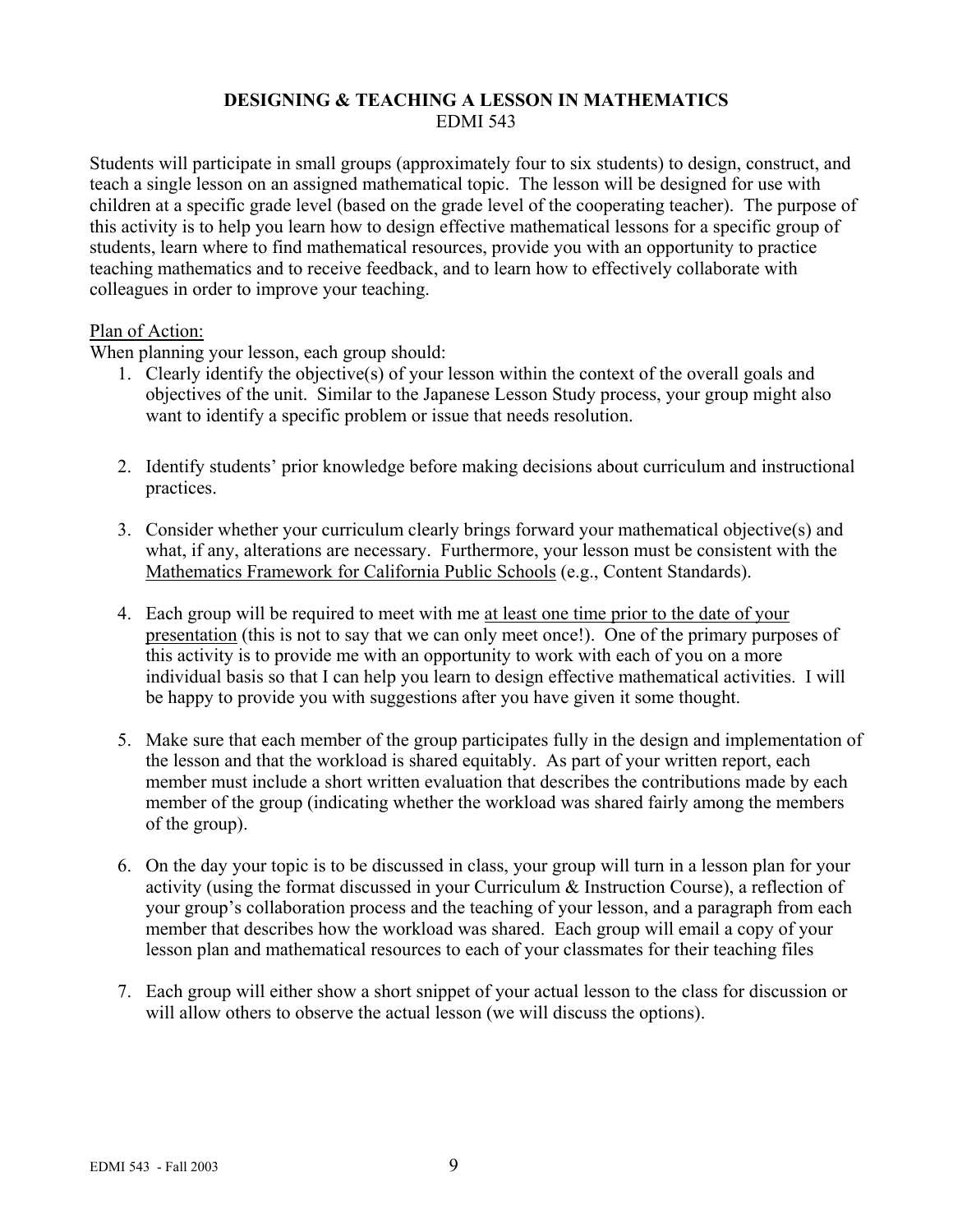## DESIGNING & TEACHING A LESSON IN MATHEMATICS
EDMI 543

Students will participate in small groups (approximately four to six students) to design, construct, and teach a single lesson on an assigned mathematical topic. The lesson will be designed for use with children at a specific grade level (based on the grade level of the cooperating teacher). The purpose of this activity is to help you learn how to design effective mathematical lessons for a specific group of students, learn where to find mathematical resources, provide you with an opportunity to practice teaching mathematics and to receive feedback, and to learn how to effectively collaborate with colleagues in order to improve your teaching.

<u>Plan of Action:</u>
When planning your lesson, each group should:

1. Clearly identify the objective(s) of your lesson within the context of the overall goals and objectives of the unit. Similar to the Japanese Lesson Study process, your group might also want to identify a specific problem or issue that needs resolution.

2. Identify students' prior knowledge before making decisions about curriculum and instructional practices.

3. Consider whether your curriculum clearly brings forward your mathematical objective(s) and what, if any, alterations are necessary. Furthermore, your lesson must be consistent with the <u>Mathematics Framework for California Public Schools</u> (e.g., Content Standards).

4. Each group will be required to meet with me <u>at least one time prior to the date of your presentation</u> (this is not to say that we can only meet once!). One of the primary purposes of this activity is to provide me with an opportunity to work with each of you on a more individual basis so that I can help you learn to design effective mathematical activities. I will be happy to provide you with suggestions after you have given it some thought.

5. Make sure that each member of the group participates fully in the design and implementation of the lesson and that the workload is shared equitably. As part of your written report, each member must include a short written evaluation that describes the contributions made by each member of the group (indicating whether the workload was shared fairly among the members of the group).

6. On the day your topic is to be discussed in class, your group will turn in a lesson plan for your activity (using the format discussed in your Curriculum & Instruction Course), a reflection of your group's collaboration process and the teaching of your lesson, and a paragraph from each member that describes how the workload was shared. Each group will email a copy of your lesson plan and mathematical resources to each of your classmates for their teaching files

7. Each group will either show a short snippet of your actual lesson to the class for discussion or will allow others to observe the actual lesson (we will discuss the options).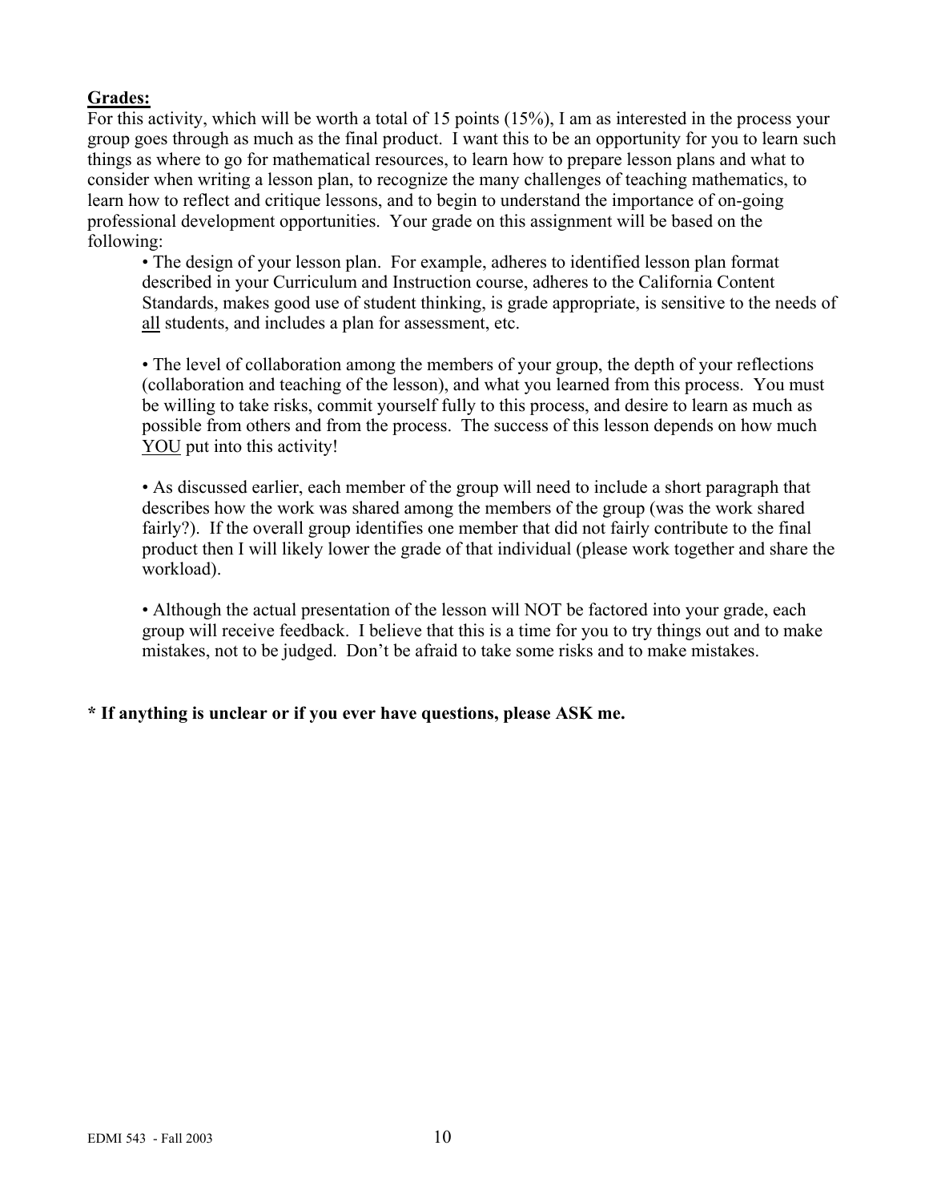**Grades:**

For this activity, which will be worth a total of 15 points (15%), I am as interested in the process your group goes through as much as the final product. I want this to be an opportunity for you to learn such things as where to go for mathematical resources, to learn how to prepare lesson plans and what to consider when writing a lesson plan, to recognize the many challenges of teaching mathematics, to learn how to reflect and critique lessons, and to begin to understand the importance of on-going professional development opportunities. Your grade on this assignment will be based on the following:

- The design of your lesson plan. For example, adheres to identified lesson plan format described in your Curriculum and Instruction course, adheres to the California Content Standards, makes good use of student thinking, is grade appropriate, is sensitive to the needs of <u>all</u> students, and includes a plan for assessment, etc.

- The level of collaboration among the members of your group, the depth of your reflections (collaboration and teaching of the lesson), and what you learned from this process. You must be willing to take risks, commit yourself fully to this process, and desire to learn as much as possible from others and from the process. The success of this lesson depends on how much <u>YOU</u> put into this activity!

- As discussed earlier, each member of the group will need to include a short paragraph that describes how the work was shared among the members of the group (was the work shared fairly?). If the overall group identifies one member that did not fairly contribute to the final product then I will likely lower the grade of that individual (please work together and share the workload).

- Although the actual presentation of the lesson will NOT be factored into your grade, each group will receive feedback. I believe that this is a time for you to try things out and to make mistakes, not to be judged. Don't be afraid to take some risks and to make mistakes.

**\* If anything is unclear or if you ever have questions, please ASK me.**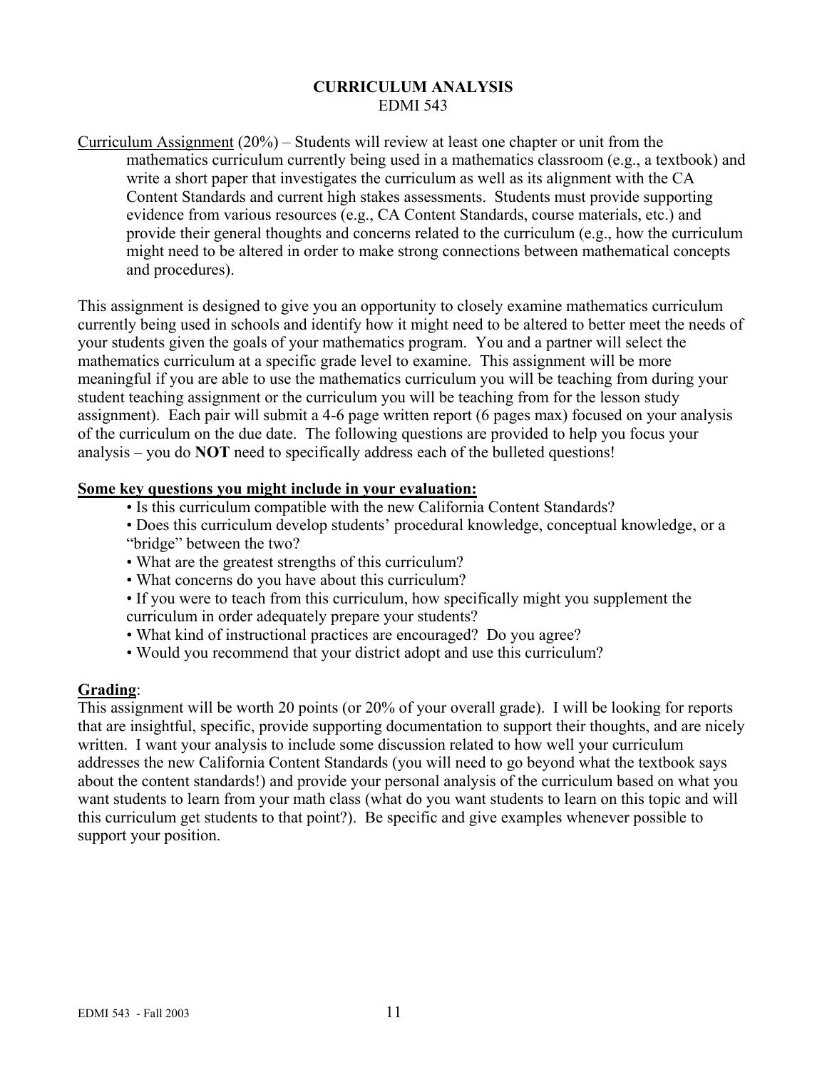# CURRICULUM ANALYSIS

EDMI 543

Curriculum Assignment (20%) – Students will review at least one chapter or unit from the mathematics curriculum currently being used in a mathematics classroom (e.g., a textbook) and write a short paper that investigates the curriculum as well as its alignment with the CA Content Standards and current high stakes assessments. Students must provide supporting evidence from various resources (e.g., CA Content Standards, course materials, etc.) and provide their general thoughts and concerns related to the curriculum (e.g., how the curriculum might need to be altered in order to make strong connections between mathematical concepts and procedures).

This assignment is designed to give you an opportunity to closely examine mathematics curriculum currently being used in schools and identify how it might need to be altered to better meet the needs of your students given the goals of your mathematics program. You and a partner will select the mathematics curriculum at a specific grade level to examine. This assignment will be more meaningful if you are able to use the mathematics curriculum you will be teaching from during your student teaching assignment or the curriculum you will be teaching from for the lesson study assignment). Each pair will submit a 4-6 page written report (6 pages max) focused on your analysis of the curriculum on the due date. The following questions are provided to help you focus your analysis – you do **NOT** need to specifically address each of the bulleted questions!

**Some key questions you might include in your evaluation:**

- Is this curriculum compatible with the new California Content Standards?
- Does this curriculum develop students' procedural knowledge, conceptual knowledge, or a "bridge" between the two?
- What are the greatest strengths of this curriculum?
- What concerns do you have about this curriculum?
- If you were to teach from this curriculum, how specifically might you supplement the curriculum in order adequately prepare your students?
- What kind of instructional practices are encouraged? Do you agree?
- Would you recommend that your district adopt and use this curriculum?

**Grading**:

This assignment will be worth 20 points (or 20% of your overall grade). I will be looking for reports that are insightful, specific, provide supporting documentation to support their thoughts, and are nicely written. I want your analysis to include some discussion related to how well your curriculum addresses the new California Content Standards (you will need to go beyond what the textbook says about the content standards!) and provide your personal analysis of the curriculum based on what you want students to learn from your math class (what do you want students to learn on this topic and will this curriculum get students to that point?). Be specific and give examples whenever possible to support your position.